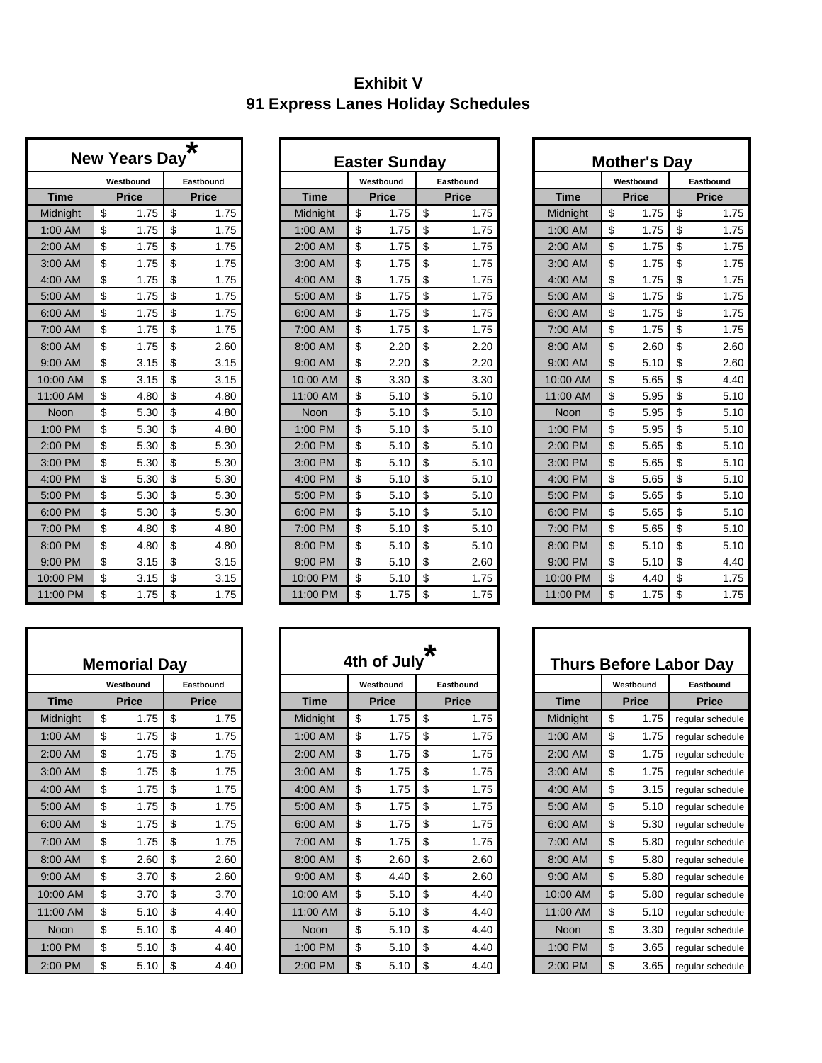# Exhibit V
# 91 Express Lanes Holiday Schedules

### New Years Day*

| | Westbound | Eastbound |
|---|---|---|
| Time | Price | Price |
| Midnight | $ 1.75 | $ 1.75 |
| 1:00 AM | $ 1.75 | $ 1.75 |
| 2:00 AM | $ 1.75 | $ 1.75 |
| 3:00 AM | $ 1.75 | $ 1.75 |
| 4:00 AM | $ 1.75 | $ 1.75 |
| 5:00 AM | $ 1.75 | $ 1.75 |
| 6:00 AM | $ 1.75 | $ 1.75 |
| 7:00 AM | $ 1.75 | $ 1.75 |
| 8:00 AM | $ 1.75 | $ 2.60 |
| 9:00 AM | $ 3.15 | $ 3.15 |
| 10:00 AM | $ 3.15 | $ 3.15 |
| 11:00 AM | $ 4.80 | $ 4.80 |
| Noon | $ 5.30 | $ 4.80 |
| 1:00 PM | $ 5.30 | $ 4.80 |
| 2:00 PM | $ 5.30 | $ 5.30 |
| 3:00 PM | $ 5.30 | $ 5.30 |
| 4:00 PM | $ 5.30 | $ 5.30 |
| 5:00 PM | $ 5.30 | $ 5.30 |
| 6:00 PM | $ 5.30 | $ 5.30 |
| 7:00 PM | $ 4.80 | $ 4.80 |
| 8:00 PM | $ 4.80 | $ 4.80 |
| 9:00 PM | $ 3.15 | $ 3.15 |
| 10:00 PM | $ 3.15 | $ 3.15 |
| 11:00 PM | $ 1.75 | $ 1.75 |

### Easter Sunday

| | Westbound | Eastbound |
|---|---|---|
| Time | Price | Price |
| Midnight | $ 1.75 | $ 1.75 |
| 1:00 AM | $ 1.75 | $ 1.75 |
| 2:00 AM | $ 1.75 | $ 1.75 |
| 3:00 AM | $ 1.75 | $ 1.75 |
| 4:00 AM | $ 1.75 | $ 1.75 |
| 5:00 AM | $ 1.75 | $ 1.75 |
| 6:00 AM | $ 1.75 | $ 1.75 |
| 7:00 AM | $ 1.75 | $ 1.75 |
| 8:00 AM | $ 2.20 | $ 2.20 |
| 9:00 AM | $ 2.20 | $ 2.20 |
| 10:00 AM | $ 3.30 | $ 3.30 |
| 11:00 AM | $ 5.10 | $ 5.10 |
| Noon | $ 5.10 | $ 5.10 |
| 1:00 PM | $ 5.10 | $ 5.10 |
| 2:00 PM | $ 5.10 | $ 5.10 |
| 3:00 PM | $ 5.10 | $ 5.10 |
| 4:00 PM | $ 5.10 | $ 5.10 |
| 5:00 PM | $ 5.10 | $ 5.10 |
| 6:00 PM | $ 5.10 | $ 5.10 |
| 7:00 PM | $ 5.10 | $ 5.10 |
| 8:00 PM | $ 5.10 | $ 5.10 |
| 9:00 PM | $ 5.10 | $ 2.60 |
| 10:00 PM | $ 5.10 | $ 1.75 |
| 11:00 PM | $ 1.75 | $ 1.75 |

### Mother's Day

| | Westbound | Eastbound |
|---|---|---|
| Time | Price | Price |
| Midnight | $ 1.75 | $ 1.75 |
| 1:00 AM | $ 1.75 | $ 1.75 |
| 2:00 AM | $ 1.75 | $ 1.75 |
| 3:00 AM | $ 1.75 | $ 1.75 |
| 4:00 AM | $ 1.75 | $ 1.75 |
| 5:00 AM | $ 1.75 | $ 1.75 |
| 6:00 AM | $ 1.75 | $ 1.75 |
| 7:00 AM | $ 1.75 | $ 1.75 |
| 8:00 AM | $ 2.60 | $ 2.60 |
| 9:00 AM | $ 5.10 | $ 2.60 |
| 10:00 AM | $ 5.65 | $ 4.40 |
| 11:00 AM | $ 5.95 | $ 5.10 |
| Noon | $ 5.95 | $ 5.10 |
| 1:00 PM | $ 5.95 | $ 5.10 |
| 2:00 PM | $ 5.65 | $ 5.10 |
| 3:00 PM | $ 5.65 | $ 5.10 |
| 4:00 PM | $ 5.65 | $ 5.10 |
| 5:00 PM | $ 5.65 | $ 5.10 |
| 6:00 PM | $ 5.65 | $ 5.10 |
| 7:00 PM | $ 5.65 | $ 5.10 |
| 8:00 PM | $ 5.10 | $ 5.10 |
| 9:00 PM | $ 5.10 | $ 4.40 |
| 10:00 PM | $ 4.40 | $ 1.75 |
| 11:00 PM | $ 1.75 | $ 1.75 |

### Memorial Day

| | Westbound | Eastbound |
|---|---|---|
| Time | Price | Price |
| Midnight | $ 1.75 | $ 1.75 |
| 1:00 AM | $ 1.75 | $ 1.75 |
| 2:00 AM | $ 1.75 | $ 1.75 |
| 3:00 AM | $ 1.75 | $ 1.75 |
| 4:00 AM | $ 1.75 | $ 1.75 |
| 5:00 AM | $ 1.75 | $ 1.75 |
| 6:00 AM | $ 1.75 | $ 1.75 |
| 7:00 AM | $ 1.75 | $ 1.75 |
| 8:00 AM | $ 2.60 | $ 2.60 |
| 9:00 AM | $ 3.70 | $ 2.60 |
| 10:00 AM | $ 3.70 | $ 3.70 |
| 11:00 AM | $ 5.10 | $ 4.40 |
| Noon | $ 5.10 | $ 4.40 |
| 1:00 PM | $ 5.10 | $ 4.40 |
| 2:00 PM | $ 5.10 | $ 4.40 |

### 4th of July*

| | Westbound | Eastbound |
|---|---|---|
| Time | Price | Price |
| Midnight | $ 1.75 | $ 1.75 |
| 1:00 AM | $ 1.75 | $ 1.75 |
| 2:00 AM | $ 1.75 | $ 1.75 |
| 3:00 AM | $ 1.75 | $ 1.75 |
| 4:00 AM | $ 1.75 | $ 1.75 |
| 5:00 AM | $ 1.75 | $ 1.75 |
| 6:00 AM | $ 1.75 | $ 1.75 |
| 7:00 AM | $ 1.75 | $ 1.75 |
| 8:00 AM | $ 2.60 | $ 2.60 |
| 9:00 AM | $ 4.40 | $ 2.60 |
| 10:00 AM | $ 5.10 | $ 4.40 |
| 11:00 AM | $ 5.10 | $ 4.40 |
| Noon | $ 5.10 | $ 4.40 |
| 1:00 PM | $ 5.10 | $ 4.40 |
| 2:00 PM | $ 5.10 | $ 4.40 |

### Thurs Before Labor Day

| | Westbound | Eastbound |
|---|---|---|
| Time | Price | Price |
| Midnight | $ 1.75 | regular schedule |
| 1:00 AM | $ 1.75 | regular schedule |
| 2:00 AM | $ 1.75 | regular schedule |
| 3:00 AM | $ 1.75 | regular schedule |
| 4:00 AM | $ 3.15 | regular schedule |
| 5:00 AM | $ 5.10 | regular schedule |
| 6:00 AM | $ 5.30 | regular schedule |
| 7:00 AM | $ 5.80 | regular schedule |
| 8:00 AM | $ 5.80 | regular schedule |
| 9:00 AM | $ 5.80 | regular schedule |
| 10:00 AM | $ 5.80 | regular schedule |
| 11:00 AM | $ 5.10 | regular schedule |
| Noon | $ 3.30 | regular schedule |
| 1:00 PM | $ 3.65 | regular schedule |
| 2:00 PM | $ 3.65 | regular schedule |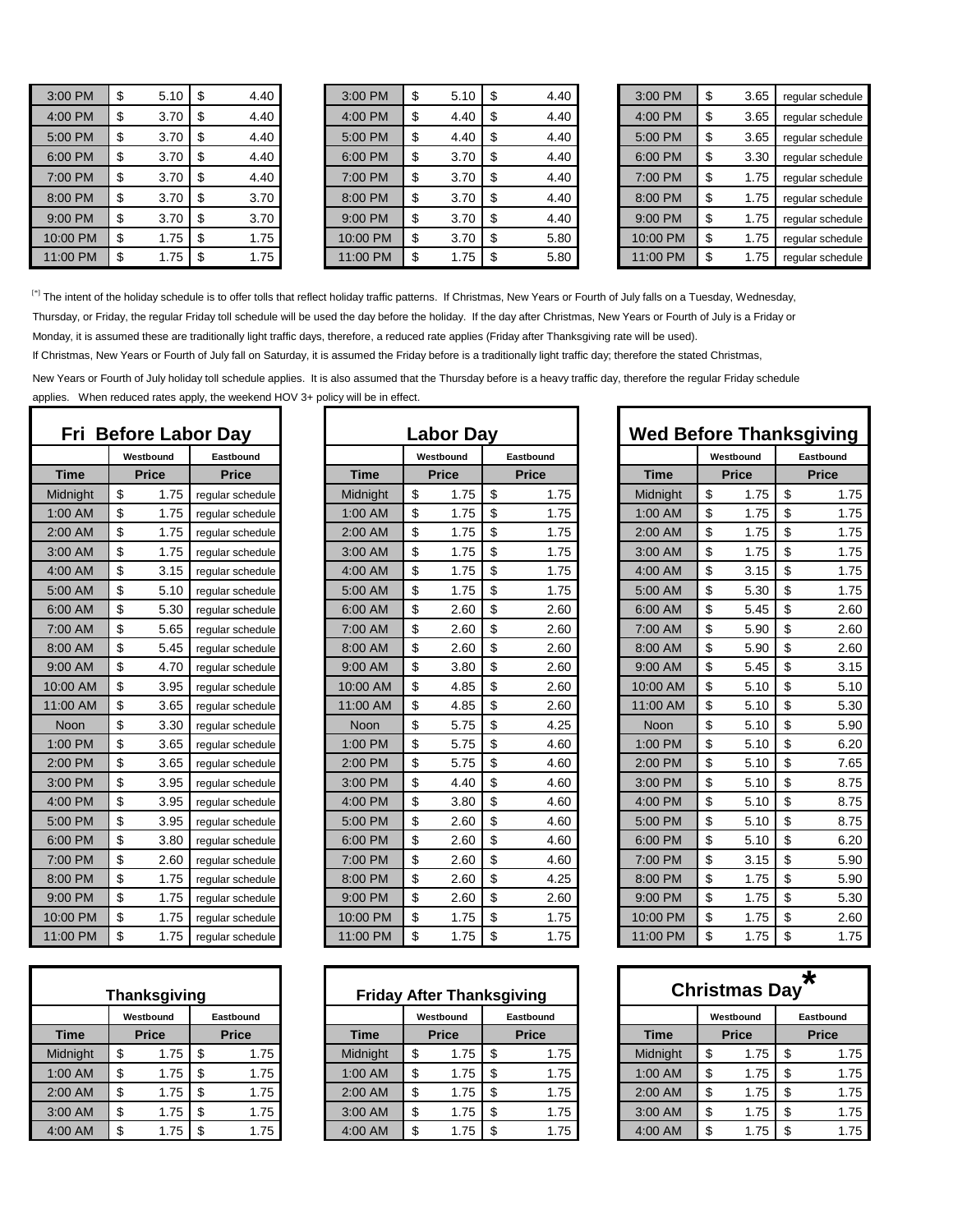| Time | Westbound Price | Eastbound Price |
|---|---|---|
| 3:00 PM | $ 5.10 | $ 4.40 |
| 4:00 PM | $ 3.70 | $ 4.40 |
| 5:00 PM | $ 3.70 | $ 4.40 |
| 6:00 PM | $ 3.70 | $ 4.40 |
| 7:00 PM | $ 3.70 | $ 4.40 |
| 8:00 PM | $ 3.70 | $ 3.70 |
| 9:00 PM | $ 3.70 | $ 3.70 |
| 10:00 PM | $ 1.75 | $ 1.75 |
| 11:00 PM | $ 1.75 | $ 1.75 |

| Time | Westbound Price | Eastbound Price |
|---|---|---|
| 3:00 PM | $ 5.10 | $ 4.40 |
| 4:00 PM | $ 4.40 | $ 4.40 |
| 5:00 PM | $ 4.40 | $ 4.40 |
| 6:00 PM | $ 3.70 | $ 4.40 |
| 7:00 PM | $ 3.70 | $ 4.40 |
| 8:00 PM | $ 3.70 | $ 4.40 |
| 9:00 PM | $ 3.70 | $ 4.40 |
| 10:00 PM | $ 3.70 | $ 5.80 |
| 11:00 PM | $ 1.75 | $ 5.80 |

| Time | Westbound Price | Eastbound Price |
|---|---|---|
| 3:00 PM | $ 3.65 | regular schedule |
| 4:00 PM | $ 3.65 | regular schedule |
| 5:00 PM | $ 3.65 | regular schedule |
| 6:00 PM | $ 3.30 | regular schedule |
| 7:00 PM | $ 1.75 | regular schedule |
| 8:00 PM | $ 1.75 | regular schedule |
| 9:00 PM | $ 1.75 | regular schedule |
| 10:00 PM | $ 1.75 | regular schedule |
| 11:00 PM | $ 1.75 | regular schedule |

[*] The intent of the holiday schedule is to offer tolls that reflect holiday traffic patterns. If Christmas, New Years or Fourth of July falls on a Tuesday, Wednesday, Thursday, or Friday, the regular Friday toll schedule will be used the day before the holiday. If the day after Christmas, New Years or Fourth of July is a Friday or Monday, it is assumed these are traditionally light traffic days, therefore, a reduced rate applies (Friday after Thanksgiving rate will be used).
If Christmas, New Years or Fourth of July fall on Saturday, it is assumed the Friday before is a traditionally light traffic day; therefore the stated Christmas, New Years or Fourth of July holiday toll schedule applies. It is also assumed that the Thursday before is a heavy traffic day, therefore the regular Friday schedule applies. When reduced rates apply, the weekend HOV 3+ policy will be in effect.

## Fri Before Labor Day

| | Westbound | Eastbound |
|---|---|---|
| Time | Price | Price |
| Midnight | $ 1.75 | regular schedule |
| 1:00 AM | $ 1.75 | regular schedule |
| 2:00 AM | $ 1.75 | regular schedule |
| 3:00 AM | $ 1.75 | regular schedule |
| 4:00 AM | $ 3.15 | regular schedule |
| 5:00 AM | $ 5.10 | regular schedule |
| 6:00 AM | $ 5.30 | regular schedule |
| 7:00 AM | $ 5.65 | regular schedule |
| 8:00 AM | $ 5.45 | regular schedule |
| 9:00 AM | $ 4.70 | regular schedule |
| 10:00 AM | $ 3.95 | regular schedule |
| 11:00 AM | $ 3.65 | regular schedule |
| Noon | $ 3.30 | regular schedule |
| 1:00 PM | $ 3.65 | regular schedule |
| 2:00 PM | $ 3.65 | regular schedule |
| 3:00 PM | $ 3.95 | regular schedule |
| 4:00 PM | $ 3.95 | regular schedule |
| 5:00 PM | $ 3.95 | regular schedule |
| 6:00 PM | $ 3.80 | regular schedule |
| 7:00 PM | $ 2.60 | regular schedule |
| 8:00 PM | $ 1.75 | regular schedule |
| 9:00 PM | $ 1.75 | regular schedule |
| 10:00 PM | $ 1.75 | regular schedule |
| 11:00 PM | $ 1.75 | regular schedule |

## Labor Day

| | Westbound | Eastbound |
|---|---|---|
| Time | Price | Price |
| Midnight | $ 1.75 | $ 1.75 |
| 1:00 AM | $ 1.75 | $ 1.75 |
| 2:00 AM | $ 1.75 | $ 1.75 |
| 3:00 AM | $ 1.75 | $ 1.75 |
| 4:00 AM | $ 1.75 | $ 1.75 |
| 5:00 AM | $ 1.75 | $ 1.75 |
| 6:00 AM | $ 2.60 | $ 2.60 |
| 7:00 AM | $ 2.60 | $ 2.60 |
| 8:00 AM | $ 2.60 | $ 2.60 |
| 9:00 AM | $ 3.80 | $ 2.60 |
| 10:00 AM | $ 4.85 | $ 2.60 |
| 11:00 AM | $ 4.85 | $ 2.60 |
| Noon | $ 5.75 | $ 4.25 |
| 1:00 PM | $ 5.75 | $ 4.60 |
| 2:00 PM | $ 5.75 | $ 4.60 |
| 3:00 PM | $ 4.40 | $ 4.60 |
| 4:00 PM | $ 3.80 | $ 4.60 |
| 5:00 PM | $ 2.60 | $ 4.60 |
| 6:00 PM | $ 2.60 | $ 4.60 |
| 7:00 PM | $ 2.60 | $ 4.60 |
| 8:00 PM | $ 2.60 | $ 4.25 |
| 9:00 PM | $ 2.60 | $ 2.60 |
| 10:00 PM | $ 1.75 | $ 1.75 |
| 11:00 PM | $ 1.75 | $ 1.75 |

## Wed Before Thanksgiving

| | Westbound | Eastbound |
|---|---|---|
| Time | Price | Price |
| Midnight | $ 1.75 | $ 1.75 |
| 1:00 AM | $ 1.75 | $ 1.75 |
| 2:00 AM | $ 1.75 | $ 1.75 |
| 3:00 AM | $ 1.75 | $ 1.75 |
| 4:00 AM | $ 3.15 | $ 1.75 |
| 5:00 AM | $ 5.30 | $ 1.75 |
| 6:00 AM | $ 5.45 | $ 2.60 |
| 7:00 AM | $ 5.90 | $ 2.60 |
| 8:00 AM | $ 5.90 | $ 2.60 |
| 9:00 AM | $ 5.45 | $ 3.15 |
| 10:00 AM | $ 5.10 | $ 5.10 |
| 11:00 AM | $ 5.10 | $ 5.30 |
| Noon | $ 5.10 | $ 5.90 |
| 1:00 PM | $ 5.10 | $ 6.20 |
| 2:00 PM | $ 5.10 | $ 7.65 |
| 3:00 PM | $ 5.10 | $ 8.75 |
| 4:00 PM | $ 5.10 | $ 8.75 |
| 5:00 PM | $ 5.10 | $ 8.75 |
| 6:00 PM | $ 5.10 | $ 6.20 |
| 7:00 PM | $ 3.15 | $ 5.90 |
| 8:00 PM | $ 1.75 | $ 5.90 |
| 9:00 PM | $ 1.75 | $ 5.30 |
| 10:00 PM | $ 1.75 | $ 2.60 |
| 11:00 PM | $ 1.75 | $ 1.75 |

## Thanksgiving

| | Westbound | Eastbound |
|---|---|---|
| Time | Price | Price |
| Midnight | $ 1.75 | $ 1.75 |
| 1:00 AM | $ 1.75 | $ 1.75 |
| 2:00 AM | $ 1.75 | $ 1.75 |
| 3:00 AM | $ 1.75 | $ 1.75 |
| 4:00 AM | $ 1.75 | $ 1.75 |

## Friday After Thanksgiving

| | Westbound | Eastbound |
|---|---|---|
| Time | Price | Price |
| Midnight | $ 1.75 | $ 1.75 |
| 1:00 AM | $ 1.75 | $ 1.75 |
| 2:00 AM | $ 1.75 | $ 1.75 |
| 3:00 AM | $ 1.75 | $ 1.75 |
| 4:00 AM | $ 1.75 | $ 1.75 |

## Christmas Day*

| | Westbound | Eastbound |
|---|---|---|
| Time | Price | Price |
| Midnight | $ 1.75 | $ 1.75 |
| 1:00 AM | $ 1.75 | $ 1.75 |
| 2:00 AM | $ 1.75 | $ 1.75 |
| 3:00 AM | $ 1.75 | $ 1.75 |
| 4:00 AM | $ 1.75 | $ 1.75 |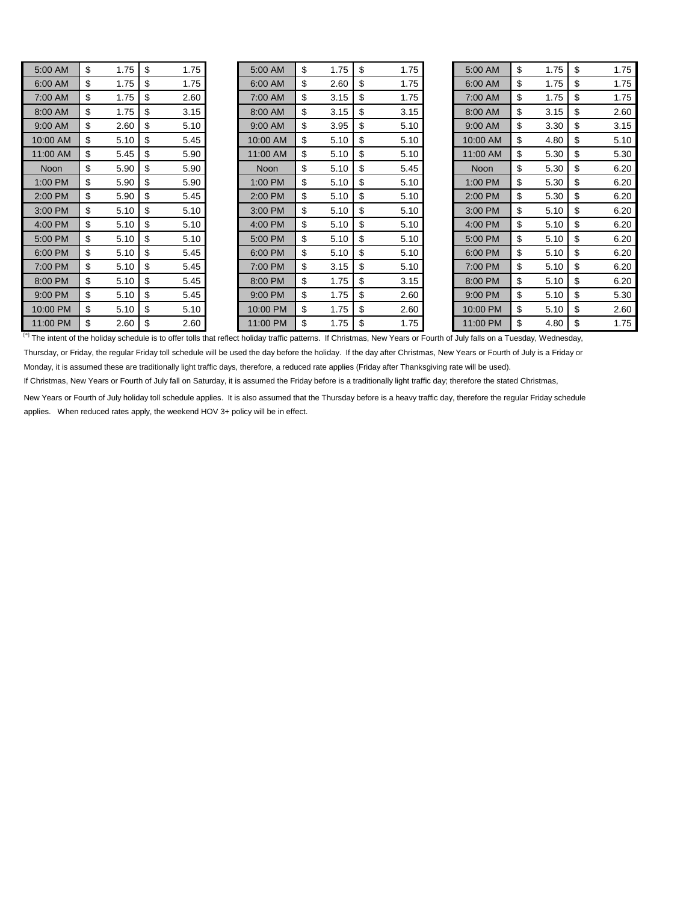| | | | | | |
|---|---|---|---|---|---|
| 5:00 AM | $ | 1.75 | $ | 1.75 |
| 6:00 AM | $ | 1.75 | $ | 1.75 |
| 7:00 AM | $ | 1.75 | $ | 2.60 |
| 8:00 AM | $ | 1.75 | $ | 3.15 |
| 9:00 AM | $ | 2.60 | $ | 5.10 |
| 10:00 AM | $ | 5.10 | $ | 5.45 |
| 11:00 AM | $ | 5.45 | $ | 5.90 |
| Noon | $ | 5.90 | $ | 5.90 |
| 1:00 PM | $ | 5.90 | $ | 5.90 |
| 2:00 PM | $ | 5.90 | $ | 5.45 |
| 3:00 PM | $ | 5.10 | $ | 5.10 |
| 4:00 PM | $ | 5.10 | $ | 5.10 |
| 5:00 PM | $ | 5.10 | $ | 5.10 |
| 6:00 PM | $ | 5.10 | $ | 5.45 |
| 7:00 PM | $ | 5.10 | $ | 5.45 |
| 8:00 PM | $ | 5.10 | $ | 5.45 |
| 9:00 PM | $ | 5.10 | $ | 5.45 |
| 10:00 PM | $ | 5.10 | $ | 5.10 |
| 11:00 PM | $ | 2.60 | $ | 2.60 |

| | | | | |
|---|---|---|---|---|
| 5:00 AM | $ | 1.75 | $ | 1.75 |
| 6:00 AM | $ | 2.60 | $ | 1.75 |
| 7:00 AM | $ | 3.15 | $ | 1.75 |
| 8:00 AM | $ | 3.15 | $ | 3.15 |
| 9:00 AM | $ | 3.95 | $ | 5.10 |
| 10:00 AM | $ | 5.10 | $ | 5.10 |
| 11:00 AM | $ | 5.10 | $ | 5.10 |
| Noon | $ | 5.10 | $ | 5.45 |
| 1:00 PM | $ | 5.10 | $ | 5.10 |
| 2:00 PM | $ | 5.10 | $ | 5.10 |
| 3:00 PM | $ | 5.10 | $ | 5.10 |
| 4:00 PM | $ | 5.10 | $ | 5.10 |
| 5:00 PM | $ | 5.10 | $ | 5.10 |
| 6:00 PM | $ | 5.10 | $ | 5.10 |
| 7:00 PM | $ | 3.15 | $ | 5.10 |
| 8:00 PM | $ | 1.75 | $ | 3.15 |
| 9:00 PM | $ | 1.75 | $ | 2.60 |
| 10:00 PM | $ | 1.75 | $ | 2.60 |
| 11:00 PM | $ | 1.75 | $ | 1.75 |

| | | | | |
|---|---|---|---|---|
| 5:00 AM | $ | 1.75 | $ | 1.75 |
| 6:00 AM | $ | 1.75 | $ | 1.75 |
| 7:00 AM | $ | 1.75 | $ | 1.75 |
| 8:00 AM | $ | 3.15 | $ | 2.60 |
| 9:00 AM | $ | 3.30 | $ | 3.15 |
| 10:00 AM | $ | 4.80 | $ | 5.10 |
| 11:00 AM | $ | 5.30 | $ | 5.30 |
| Noon | $ | 5.30 | $ | 6.20 |
| 1:00 PM | $ | 5.30 | $ | 6.20 |
| 2:00 PM | $ | 5.30 | $ | 6.20 |
| 3:00 PM | $ | 5.10 | $ | 6.20 |
| 4:00 PM | $ | 5.10 | $ | 6.20 |
| 5:00 PM | $ | 5.10 | $ | 6.20 |
| 6:00 PM | $ | 5.10 | $ | 6.20 |
| 7:00 PM | $ | 5.10 | $ | 6.20 |
| 8:00 PM | $ | 5.10 | $ | 6.20 |
| 9:00 PM | $ | 5.10 | $ | 5.30 |
| 10:00 PM | $ | 5.10 | $ | 2.60 |
| 11:00 PM | $ | 4.80 | $ | 1.75 |

[*] The intent of the holiday schedule is to offer tolls that reflect holiday traffic patterns. If Christmas, New Years or Fourth of July falls on a Tuesday, Wednesday, Thursday, or Friday, the regular Friday toll schedule will be used the day before the holiday. If the day after Christmas, New Years or Fourth of July is a Friday or Monday, it is assumed these are traditionally light traffic days, therefore, a reduced rate applies (Friday after Thanksgiving rate will be used).

If Christmas, New Years or Fourth of July fall on Saturday, it is assumed the Friday before is a traditionally light traffic day; therefore the stated Christmas, New Years or Fourth of July holiday toll schedule applies. It is also assumed that the Thursday before is a heavy traffic day, therefore the regular Friday schedule applies. When reduced rates apply, the weekend HOV 3+ policy will be in effect.